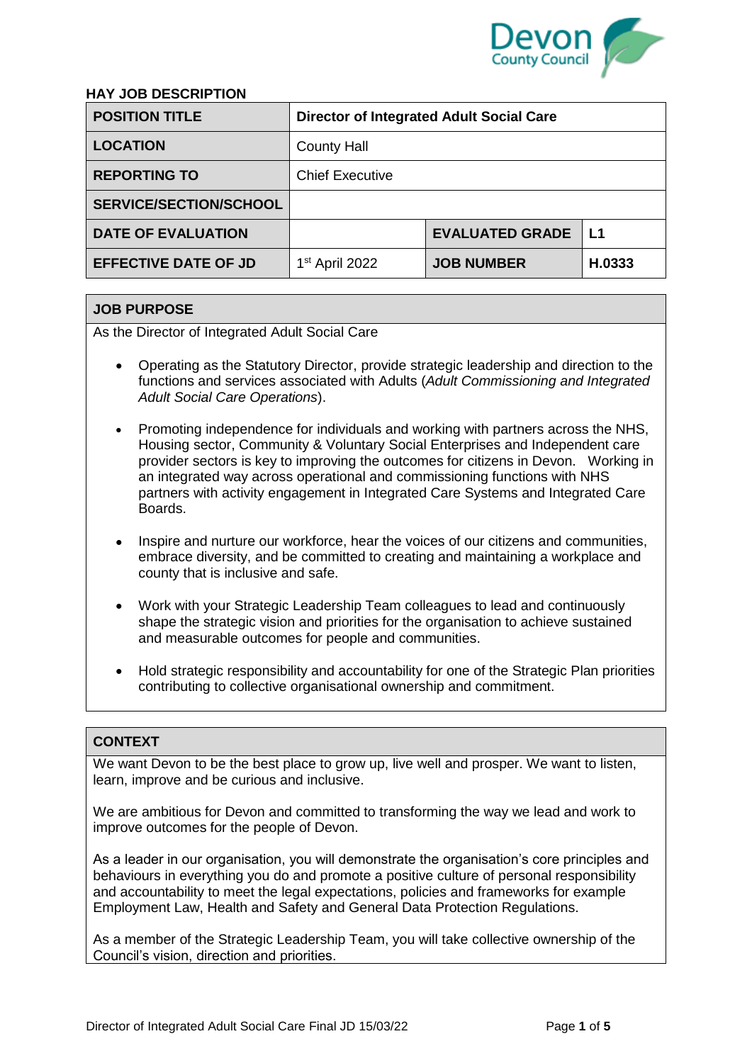## HAY JOB DESCRIPTION

| POSITION TITLE | Director of Integrated Adult Social Care | | |
|---|---|---|---|
| LOCATION | County Hall | | |
| REPORTING TO | Chief Executive | | |
| SERVICE/SECTION/SCHOOL | | | |
| DATE OF EVALUATION | | EVALUATED GRADE | L1 |
| EFFECTIVE DATE OF JD | 1st April 2022 | JOB NUMBER | H.0333 |

### JOB PURPOSE

As the Director of Integrated Adult Social Care

- Operating as the Statutory Director, provide strategic leadership and direction to the functions and services associated with Adults (*Adult Commissioning and Integrated Adult Social Care Operations*).
- Promoting independence for individuals and working with partners across the NHS, Housing sector, Community & Voluntary Social Enterprises and Independent care provider sectors is key to improving the outcomes for citizens in Devon. Working in an integrated way across operational and commissioning functions with NHS partners with activity engagement in Integrated Care Systems and Integrated Care Boards.
- Inspire and nurture our workforce, hear the voices of our citizens and communities, embrace diversity, and be committed to creating and maintaining a workplace and county that is inclusive and safe.
- Work with your Strategic Leadership Team colleagues to lead and continuously shape the strategic vision and priorities for the organisation to achieve sustained and measurable outcomes for people and communities.
- Hold strategic responsibility and accountability for one of the Strategic Plan priorities contributing to collective organisational ownership and commitment.

### CONTEXT

We want Devon to be the best place to grow up, live well and prosper. We want to listen, learn, improve and be curious and inclusive.

We are ambitious for Devon and committed to transforming the way we lead and work to improve outcomes for the people of Devon.

As a leader in our organisation, you will demonstrate the organisation's core principles and behaviours in everything you do and promote a positive culture of personal responsibility and accountability to meet the legal expectations, policies and frameworks for example Employment Law, Health and Safety and General Data Protection Regulations.

As a member of the Strategic Leadership Team, you will take collective ownership of the Council's vision, direction and priorities.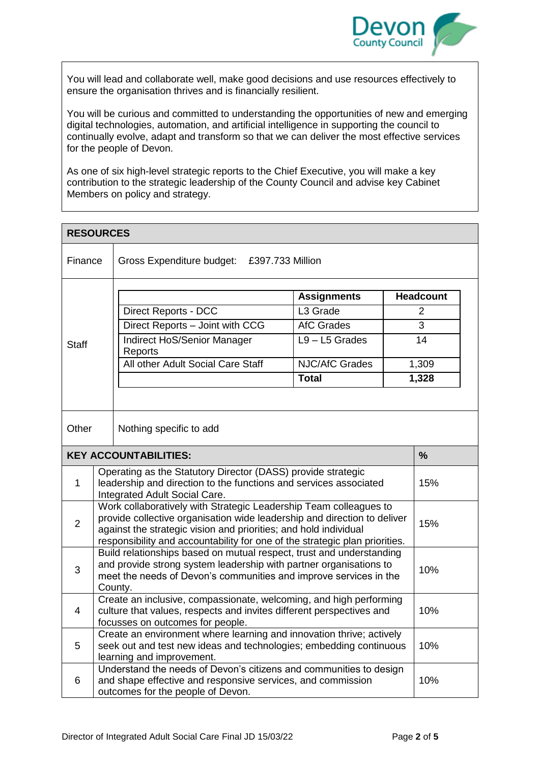You will lead and collaborate well, make good decisions and use resources effectively to ensure the organisation thrives and is financially resilient.

You will be curious and committed to understanding the opportunities of new and emerging digital technologies, automation, and artificial intelligence in supporting the council to continually evolve, adapt and transform so that we can deliver the most effective services for the people of Devon.

As one of six high-level strategic reports to the Chief Executive, you will make a key contribution to the strategic leadership of the County Council and advise key Cabinet Members on policy and strategy.

## RESOURCES

**Finance**

Gross Expenditure budget: £397.733 Million

**Staff**

| | Assignments | Headcount |
|---|---|---|
| Direct Reports - DCC | L3 Grade | 2 |
| Direct Reports – Joint with CCG | AfC Grades | 3 |
| Indirect HoS/Senior Manager Reports | L9 – L5 Grades | 14 |
| All other Adult Social Care Staff | NJC/AfC Grades | 1,309 |
| | **Total** | **1,328** |

**Other**

Nothing specific to add

## KEY ACCOUNTABILITIES:

| | | % |
|---|---|---|
| 1 | Operating as the Statutory Director (DASS) provide strategic leadership and direction to the functions and services associated Integrated Adult Social Care. | 15% |
| 2 | Work collaboratively with Strategic Leadership Team colleagues to provide collective organisation wide leadership and direction to deliver against the strategic vision and priorities; and hold individual responsibility and accountability for one of the strategic plan priorities. | 15% |
| 3 | Build relationships based on mutual respect, trust and understanding and provide strong system leadership with partner organisations to meet the needs of Devon's communities and improve services in the County. | 10% |
| 4 | Create an inclusive, compassionate, welcoming, and high performing culture that values, respects and invites different perspectives and focusses on outcomes for people. | 10% |
| 5 | Create an environment where learning and innovation thrive; actively seek out and test new ideas and technologies; embedding continuous learning and improvement. | 10% |
| 6 | Understand the needs of Devon's citizens and communities to design and shape effective and responsive services, and commission outcomes for the people of Devon. | 10% |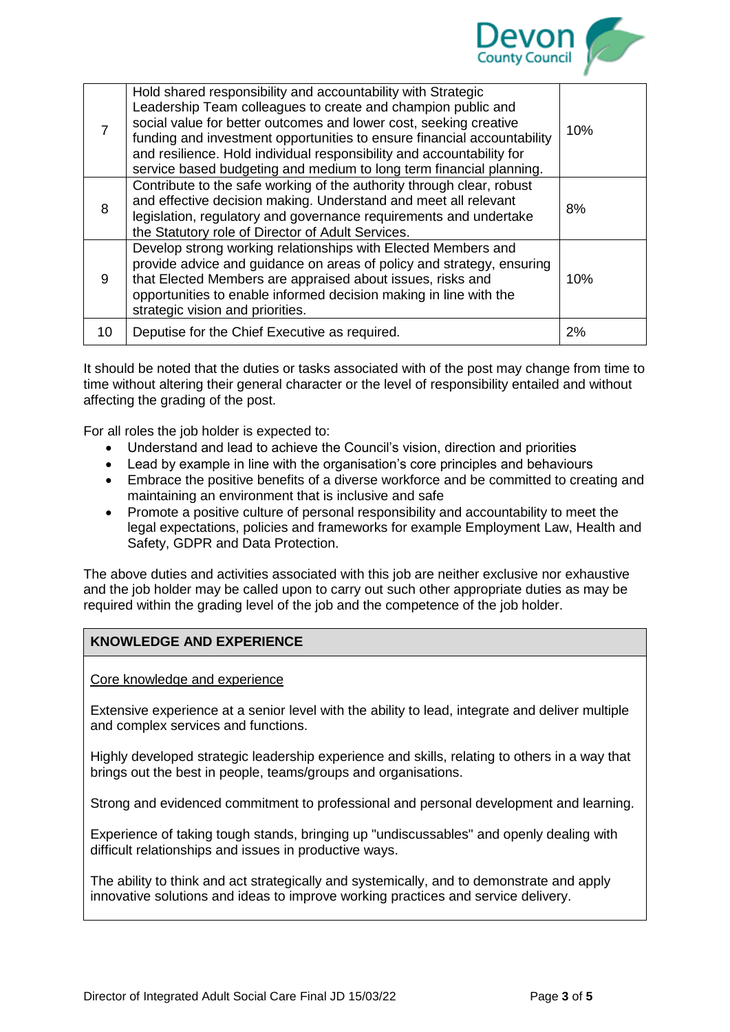| | | |
|---|---|---|
| 7 | Hold shared responsibility and accountability with Strategic Leadership Team colleagues to create and champion public and social value for better outcomes and lower cost, seeking creative funding and investment opportunities to ensure financial accountability and resilience. Hold individual responsibility and accountability for service based budgeting and medium to long term financial planning. | 10% |
| 8 | Contribute to the safe working of the authority through clear, robust and effective decision making. Understand and meet all relevant legislation, regulatory and governance requirements and undertake the Statutory role of Director of Adult Services. | 8% |
| 9 | Develop strong working relationships with Elected Members and provide advice and guidance on areas of policy and strategy, ensuring that Elected Members are appraised about issues, risks and opportunities to enable informed decision making in line with the strategic vision and priorities. | 10% |
| 10 | Deputise for the Chief Executive as required. | 2% |

It should be noted that the duties or tasks associated with of the post may change from time to time without altering their general character or the level of responsibility entailed and without affecting the grading of the post.

For all roles the job holder is expected to:

- Understand and lead to achieve the Council's vision, direction and priorities
- Lead by example in line with the organisation's core principles and behaviours
- Embrace the positive benefits of a diverse workforce and be committed to creating and maintaining an environment that is inclusive and safe
- Promote a positive culture of personal responsibility and accountability to meet the legal expectations, policies and frameworks for example Employment Law, Health and Safety, GDPR and Data Protection.

The above duties and activities associated with this job are neither exclusive nor exhaustive and the job holder may be called upon to carry out such other appropriate duties as may be required within the grading level of the job and the competence of the job holder.

## KNOWLEDGE AND EXPERIENCE

Core knowledge and experience

Extensive experience at a senior level with the ability to lead, integrate and deliver multiple and complex services and functions.

Highly developed strategic leadership experience and skills, relating to others in a way that brings out the best in people, teams/groups and organisations.

Strong and evidenced commitment to professional and personal development and learning.

Experience of taking tough stands, bringing up "undiscussables" and openly dealing with difficult relationships and issues in productive ways.

The ability to think and act strategically and systemically, and to demonstrate and apply innovative solutions and ideas to improve working practices and service delivery.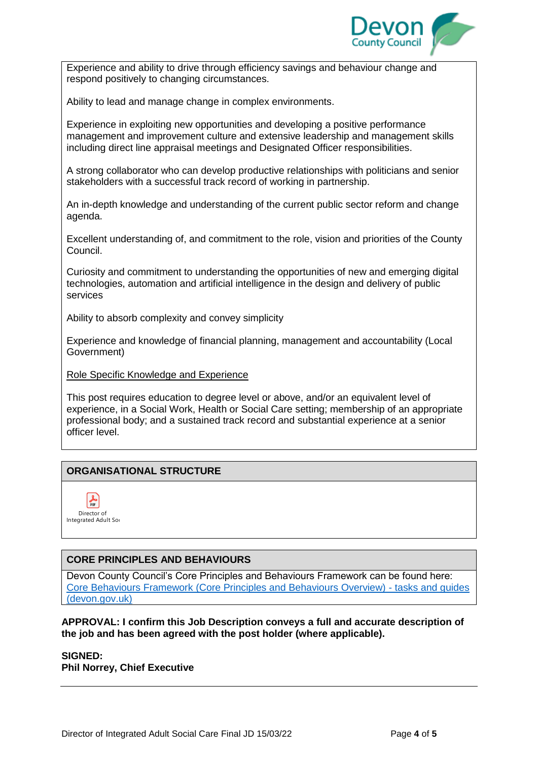Experience and ability to drive through efficiency savings and behaviour change and respond positively to changing circumstances.

Ability to lead and manage change in complex environments.

Experience in exploiting new opportunities and developing a positive performance management and improvement culture and extensive leadership and management skills including direct line appraisal meetings and Designated Officer responsibilities.

A strong collaborator who can develop productive relationships with politicians and senior stakeholders with a successful track record of working in partnership.

An in-depth knowledge and understanding of the current public sector reform and change agenda.

Excellent understanding of, and commitment to the role, vision and priorities of the County Council.

Curiosity and commitment to understanding the opportunities of new and emerging digital technologies, automation and artificial intelligence in the design and delivery of public services

Ability to absorb complexity and convey simplicity

Experience and knowledge of financial planning, management and accountability (Local Government)

Role Specific Knowledge and Experience

This post requires education to degree level or above, and/or an equivalent level of experience, in a Social Work, Health or Social Care setting; membership of an appropriate professional body; and a sustained track record and substantial experience at a senior officer level.

## ORGANISATIONAL STRUCTURE

Director of Integrated Adult Soc

## CORE PRINCIPLES AND BEHAVIOURS

Devon County Council's Core Principles and Behaviours Framework can be found here: Core Behaviours Framework (Core Principles and Behaviours Overview) - tasks and guides (devon.gov.uk)

**APPROVAL: I confirm this Job Description conveys a full and accurate description of the job and has been agreed with the post holder (where applicable).**

**SIGNED:**
**Phil Norrey, Chief Executive**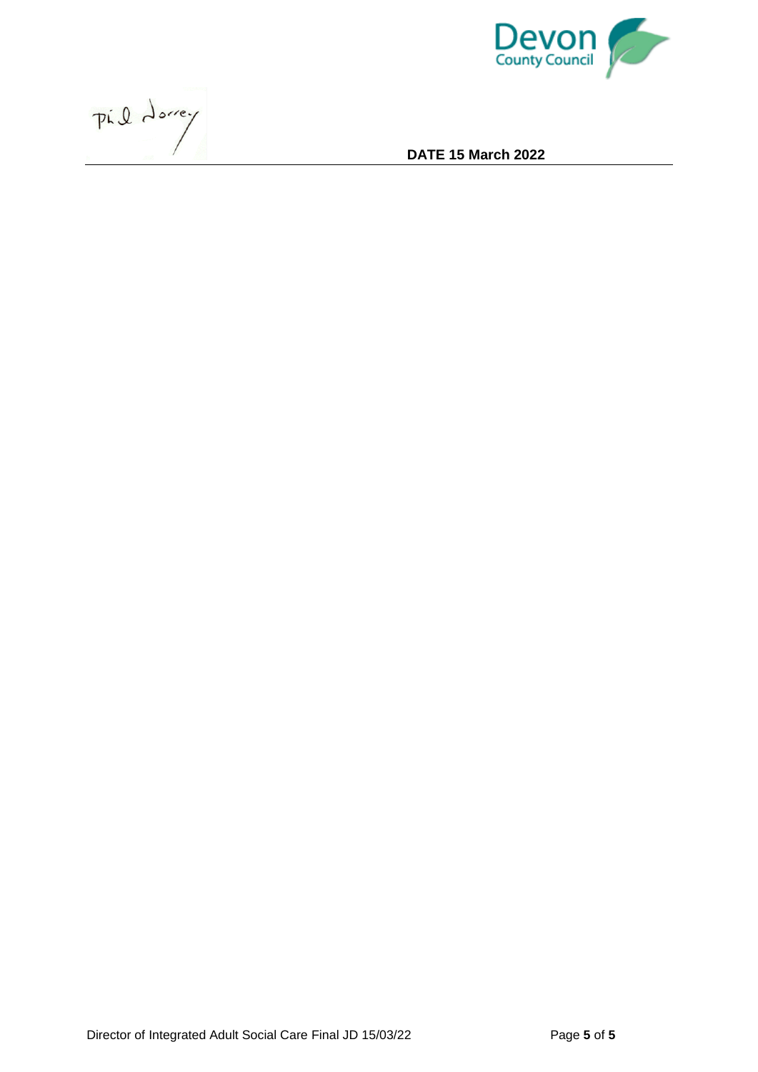Phil Norrey

**DATE 15 March 2022**